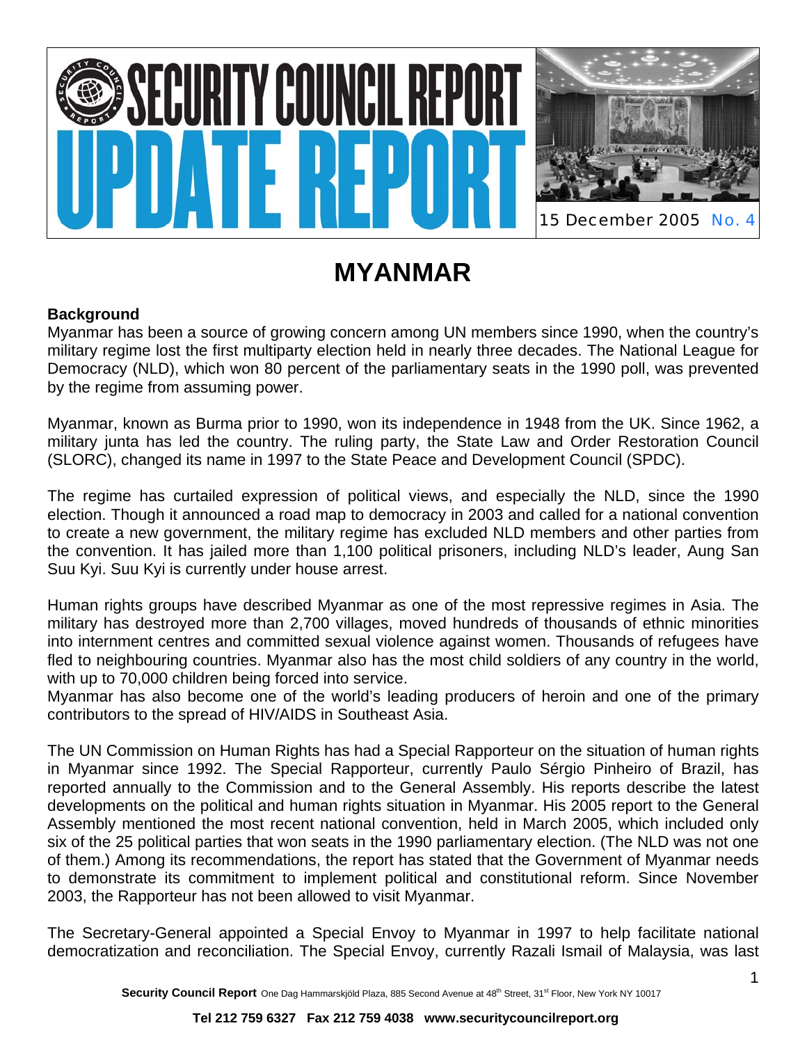# SECURITY COUNCIL REPORT UPDATE REPORT

15 December 2005 No. 4

## MYANMAR

**Background**

Myanmar has been a source of growing concern among UN members since 1990, when the country's military regime lost the first multiparty election held in nearly three decades. The National League for Democracy (NLD), which won 80 percent of the parliamentary seats in the 1990 poll, was prevented by the regime from assuming power.

Myanmar, known as Burma prior to 1990, won its independence in 1948 from the UK. Since 1962, a military junta has led the country. The ruling party, the State Law and Order Restoration Council (SLORC), changed its name in 1997 to the State Peace and Development Council (SPDC).

The regime has curtailed expression of political views, and especially the NLD, since the 1990 election. Though it announced a road map to democracy in 2003 and called for a national convention to create a new government, the military regime has excluded NLD members and other parties from the convention. It has jailed more than 1,100 political prisoners, including NLD's leader, Aung San Suu Kyi. Suu Kyi is currently under house arrest.

Human rights groups have described Myanmar as one of the most repressive regimes in Asia. The military has destroyed more than 2,700 villages, moved hundreds of thousands of ethnic minorities into internment centres and committed sexual violence against women. Thousands of refugees have fled to neighbouring countries. Myanmar also has the most child soldiers of any country in the world, with up to 70,000 children being forced into service.
Myanmar has also become one of the world's leading producers of heroin and one of the primary contributors to the spread of HIV/AIDS in Southeast Asia.

The UN Commission on Human Rights has had a Special Rapporteur on the situation of human rights in Myanmar since 1992. The Special Rapporteur, currently Paulo Sérgio Pinheiro of Brazil, has reported annually to the Commission and to the General Assembly. His reports describe the latest developments on the political and human rights situation in Myanmar. His 2005 report to the General Assembly mentioned the most recent national convention, held in March 2005, which included only six of the 25 political parties that won seats in the 1990 parliamentary election. (The NLD was not one of them.) Among its recommendations, the report has stated that the Government of Myanmar needs to demonstrate its commitment to implement political and constitutional reform. Since November 2003, the Rapporteur has not been allowed to visit Myanmar.

The Secretary-General appointed a Special Envoy to Myanmar in 1997 to help facilitate national democratization and reconciliation. The Special Envoy, currently Razali Ismail of Malaysia, was last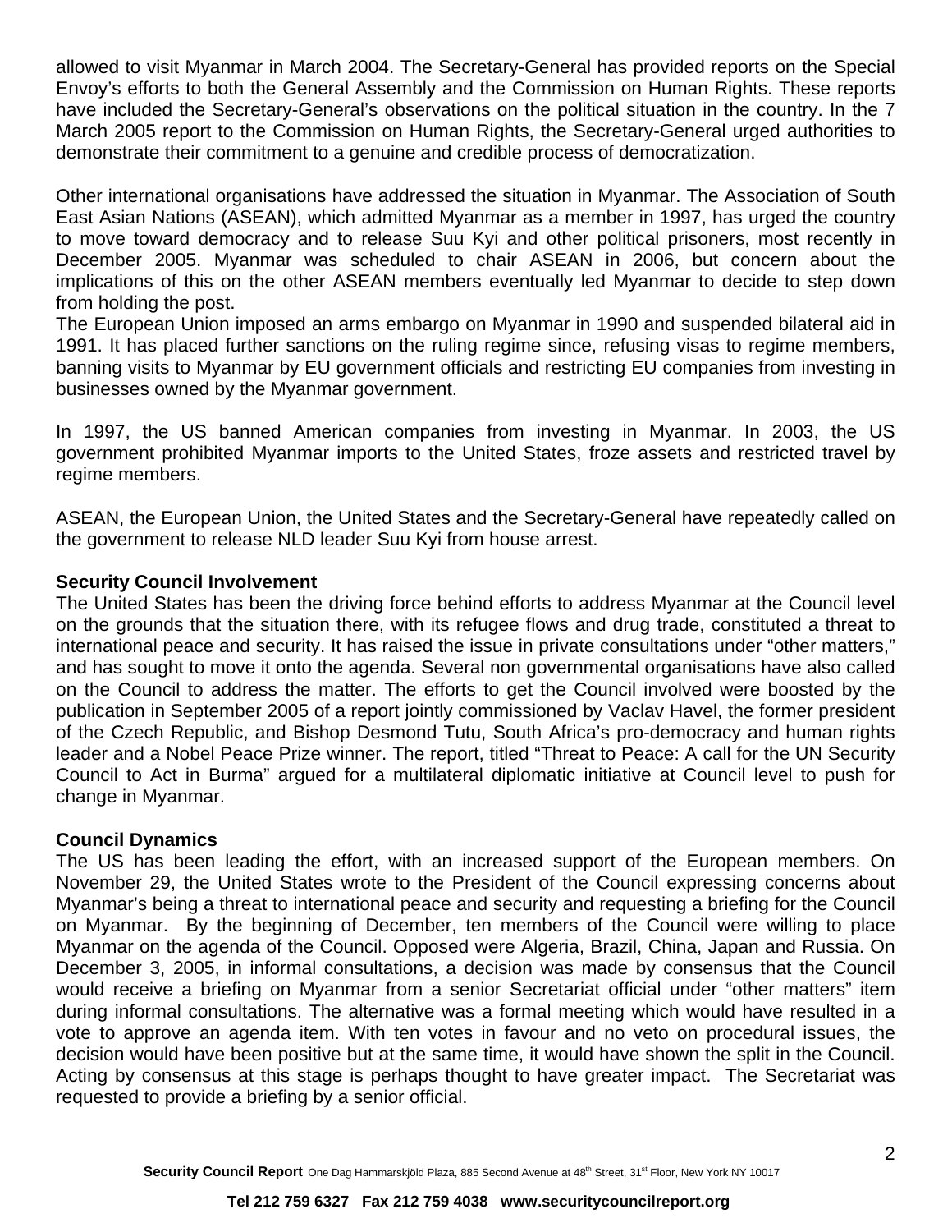allowed to visit Myanmar in March 2004. The Secretary-General has provided reports on the Special Envoy's efforts to both the General Assembly and the Commission on Human Rights. These reports have included the Secretary-General's observations on the political situation in the country. In the 7 March 2005 report to the Commission on Human Rights, the Secretary-General urged authorities to demonstrate their commitment to a genuine and credible process of democratization.

Other international organisations have addressed the situation in Myanmar. The Association of South East Asian Nations (ASEAN), which admitted Myanmar as a member in 1997, has urged the country to move toward democracy and to release Suu Kyi and other political prisoners, most recently in December 2005. Myanmar was scheduled to chair ASEAN in 2006, but concern about the implications of this on the other ASEAN members eventually led Myanmar to decide to step down from holding the post.

The European Union imposed an arms embargo on Myanmar in 1990 and suspended bilateral aid in 1991. It has placed further sanctions on the ruling regime since, refusing visas to regime members, banning visits to Myanmar by EU government officials and restricting EU companies from investing in businesses owned by the Myanmar government.

In 1997, the US banned American companies from investing in Myanmar. In 2003, the US government prohibited Myanmar imports to the United States, froze assets and restricted travel by regime members.

ASEAN, the European Union, the United States and the Secretary-General have repeatedly called on the government to release NLD leader Suu Kyi from house arrest.

**Security Council Involvement**

The United States has been the driving force behind efforts to address Myanmar at the Council level on the grounds that the situation there, with its refugee flows and drug trade, constituted a threat to international peace and security. It has raised the issue in private consultations under "other matters," and has sought to move it onto the agenda. Several non governmental organisations have also called on the Council to address the matter. The efforts to get the Council involved were boosted by the publication in September 2005 of a report jointly commissioned by Vaclav Havel, the former president of the Czech Republic, and Bishop Desmond Tutu, South Africa's pro-democracy and human rights leader and a Nobel Peace Prize winner. The report, titled "Threat to Peace: A call for the UN Security Council to Act in Burma" argued for a multilateral diplomatic initiative at Council level to push for change in Myanmar.

**Council Dynamics**

The US has been leading the effort, with an increased support of the European members. On November 29, the United States wrote to the President of the Council expressing concerns about Myanmar's being a threat to international peace and security and requesting a briefing for the Council on Myanmar. By the beginning of December, ten members of the Council were willing to place Myanmar on the agenda of the Council. Opposed were Algeria, Brazil, China, Japan and Russia. On December 3, 2005, in informal consultations, a decision was made by consensus that the Council would receive a briefing on Myanmar from a senior Secretariat official under "other matters" item during informal consultations. The alternative was a formal meeting which would have resulted in a vote to approve an agenda item. With ten votes in favour and no veto on procedural issues, the decision would have been positive but at the same time, it would have shown the split in the Council. Acting by consensus at this stage is perhaps thought to have greater impact. The Secretariat was requested to provide a briefing by a senior official.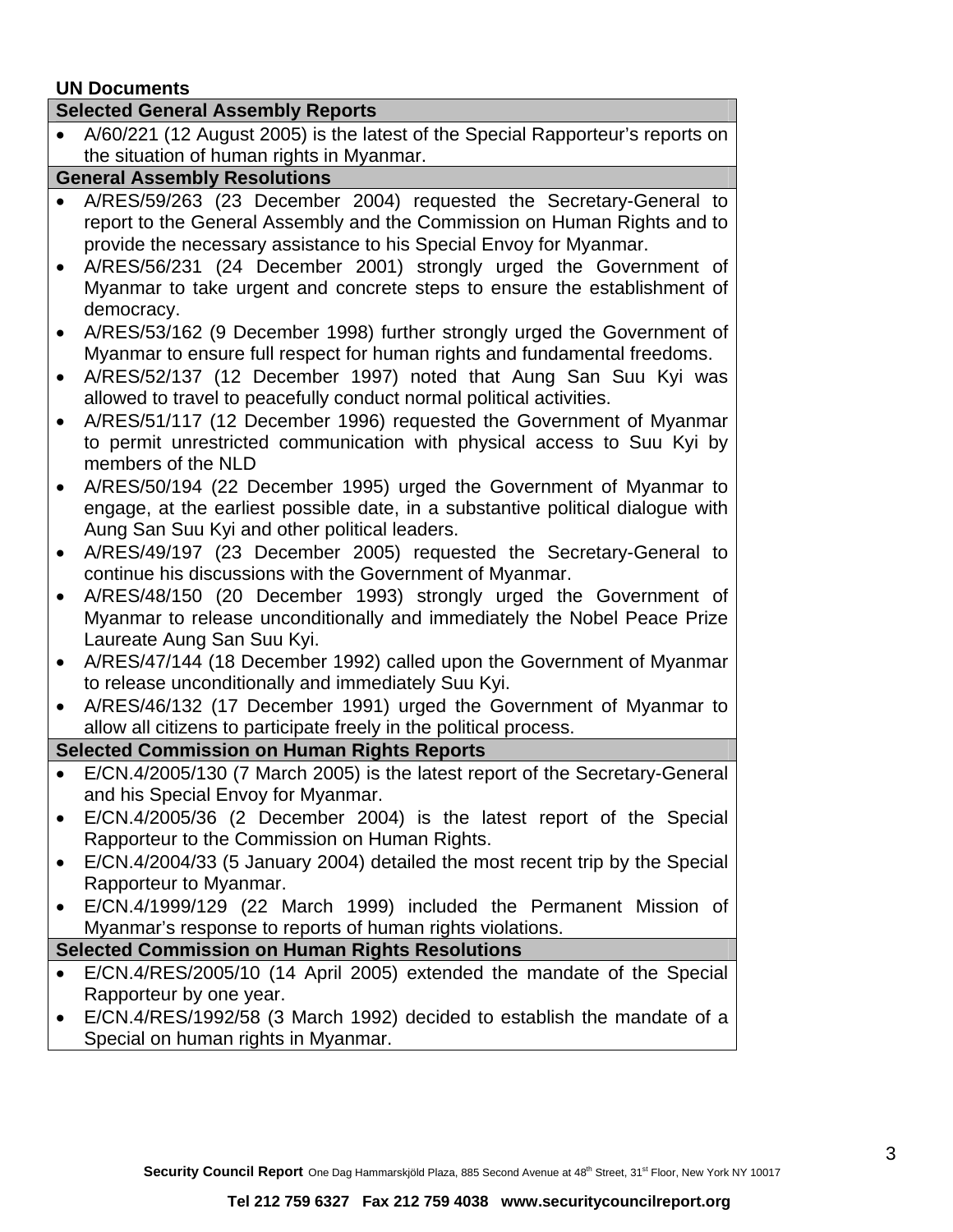**UN Documents**

### Selected General Assembly Reports

- A/60/221 (12 August 2005) is the latest of the Special Rapporteur's reports on the situation of human rights in Myanmar.

### General Assembly Resolutions

- A/RES/59/263 (23 December 2004) requested the Secretary-General to report to the General Assembly and the Commission on Human Rights and to provide the necessary assistance to his Special Envoy for Myanmar.
- A/RES/56/231 (24 December 2001) strongly urged the Government of Myanmar to take urgent and concrete steps to ensure the establishment of democracy.
- A/RES/53/162 (9 December 1998) further strongly urged the Government of Myanmar to ensure full respect for human rights and fundamental freedoms.
- A/RES/52/137 (12 December 1997) noted that Aung San Suu Kyi was allowed to travel to peacefully conduct normal political activities.
- A/RES/51/117 (12 December 1996) requested the Government of Myanmar to permit unrestricted communication with physical access to Suu Kyi by members of the NLD
- A/RES/50/194 (22 December 1995) urged the Government of Myanmar to engage, at the earliest possible date, in a substantive political dialogue with Aung San Suu Kyi and other political leaders.
- A/RES/49/197 (23 December 2005) requested the Secretary-General to continue his discussions with the Government of Myanmar.
- A/RES/48/150 (20 December 1993) strongly urged the Government of Myanmar to release unconditionally and immediately the Nobel Peace Prize Laureate Aung San Suu Kyi.
- A/RES/47/144 (18 December 1992) called upon the Government of Myanmar to release unconditionally and immediately Suu Kyi.
- A/RES/46/132 (17 December 1991) urged the Government of Myanmar to allow all citizens to participate freely in the political process.

### Selected Commission on Human Rights Reports

- E/CN.4/2005/130 (7 March 2005) is the latest report of the Secretary-General and his Special Envoy for Myanmar.
- E/CN.4/2005/36 (2 December 2004) is the latest report of the Special Rapporteur to the Commission on Human Rights.
- E/CN.4/2004/33 (5 January 2004) detailed the most recent trip by the Special Rapporteur to Myanmar.
- E/CN.4/1999/129 (22 March 1999) included the Permanent Mission of Myanmar's response to reports of human rights violations.

### Selected Commission on Human Rights Resolutions

- E/CN.4/RES/2005/10 (14 April 2005) extended the mandate of the Special Rapporteur by one year.
- E/CN.4/RES/1992/58 (3 March 1992) decided to establish the mandate of a Special on human rights in Myanmar.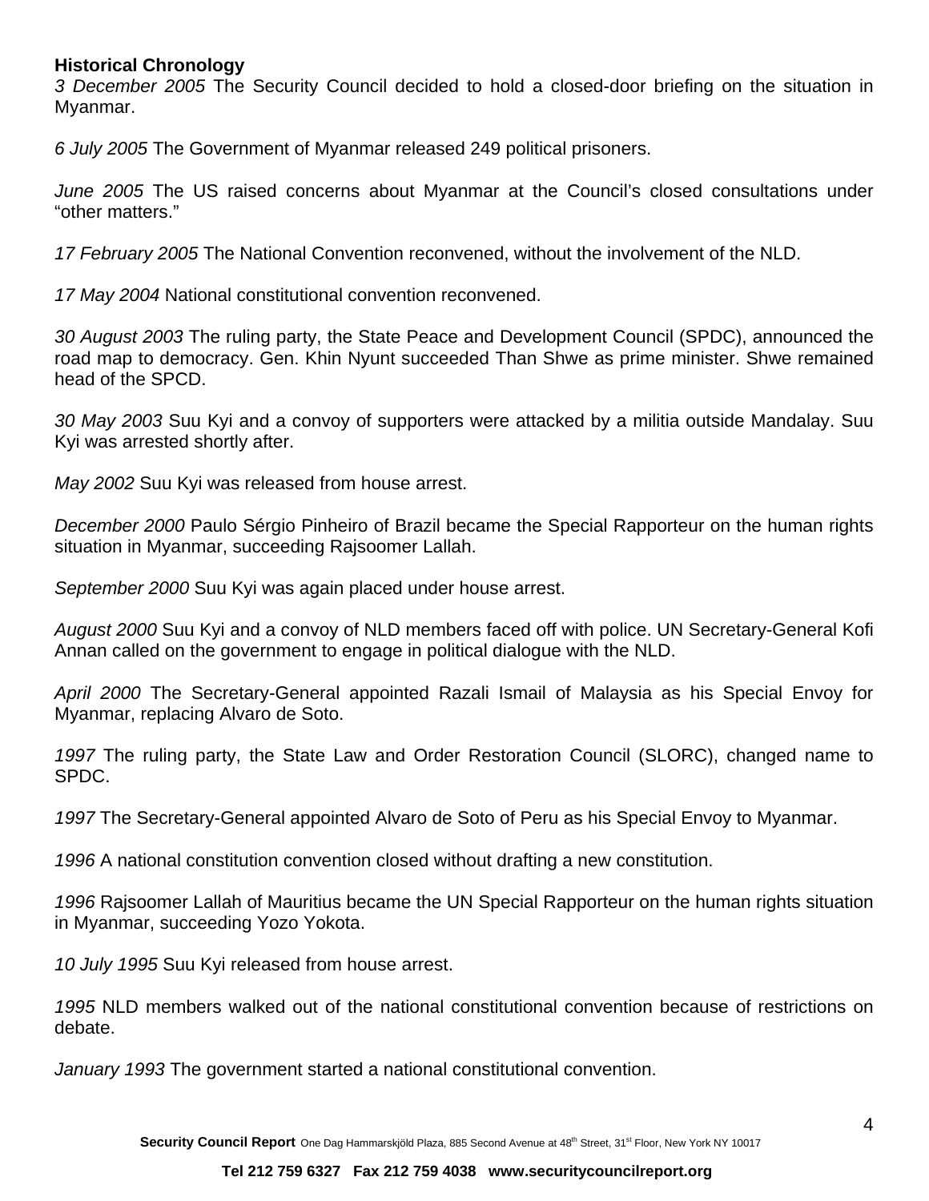**Historical Chronology**

*3 December 2005* The Security Council decided to hold a closed-door briefing on the situation in Myanmar.

*6 July 2005* The Government of Myanmar released 249 political prisoners.

*June 2005* The US raised concerns about Myanmar at the Council's closed consultations under "other matters."

*17 February 2005* The National Convention reconvened, without the involvement of the NLD.

*17 May 2004* National constitutional convention reconvened.

*30 August 2003* The ruling party, the State Peace and Development Council (SPDC), announced the road map to democracy. Gen. Khin Nyunt succeeded Than Shwe as prime minister. Shwe remained head of the SPCD.

*30 May 2003* Suu Kyi and a convoy of supporters were attacked by a militia outside Mandalay. Suu Kyi was arrested shortly after.

*May 2002* Suu Kyi was released from house arrest.

*December 2000* Paulo Sérgio Pinheiro of Brazil became the Special Rapporteur on the human rights situation in Myanmar, succeeding Rajsoomer Lallah.

*September 2000* Suu Kyi was again placed under house arrest.

*August 2000* Suu Kyi and a convoy of NLD members faced off with police. UN Secretary-General Kofi Annan called on the government to engage in political dialogue with the NLD.

*April 2000* The Secretary-General appointed Razali Ismail of Malaysia as his Special Envoy for Myanmar, replacing Alvaro de Soto.

*1997* The ruling party, the State Law and Order Restoration Council (SLORC), changed name to SPDC.

*1997* The Secretary-General appointed Alvaro de Soto of Peru as his Special Envoy to Myanmar.

*1996* A national constitution convention closed without drafting a new constitution.

*1996* Rajsoomer Lallah of Mauritius became the UN Special Rapporteur on the human rights situation in Myanmar, succeeding Yozo Yokota.

*10 July 1995* Suu Kyi released from house arrest.

*1995* NLD members walked out of the national constitutional convention because of restrictions on debate.

*January 1993* The government started a national constitutional convention.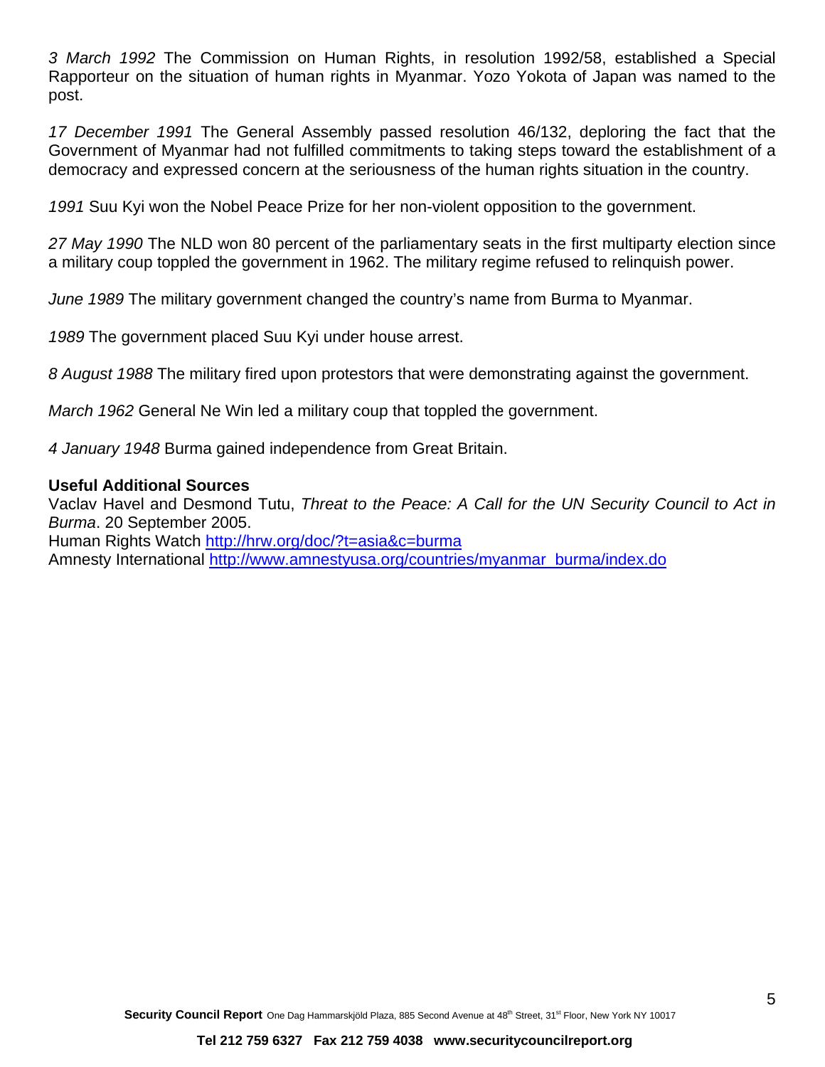*3 March 1992* The Commission on Human Rights, in resolution 1992/58, established a Special Rapporteur on the situation of human rights in Myanmar. Yozo Yokota of Japan was named to the post.

*17 December 1991* The General Assembly passed resolution 46/132, deploring the fact that the Government of Myanmar had not fulfilled commitments to taking steps toward the establishment of a democracy and expressed concern at the seriousness of the human rights situation in the country.

*1991* Suu Kyi won the Nobel Peace Prize for her non-violent opposition to the government.

*27 May 1990* The NLD won 80 percent of the parliamentary seats in the first multiparty election since a military coup toppled the government in 1962. The military regime refused to relinquish power.

*June 1989* The military government changed the country's name from Burma to Myanmar.

*1989* The government placed Suu Kyi under house arrest.

*8 August 1988* The military fired upon protestors that were demonstrating against the government.

*March 1962* General Ne Win led a military coup that toppled the government.

*4 January 1948* Burma gained independence from Great Britain.

**Useful Additional Sources**

Vaclav Havel and Desmond Tutu, *Threat to the Peace: A Call for the UN Security Council to Act in Burma*. 20 September 2005.
Human Rights Watch http://hrw.org/doc/?t=asia&c=burma
Amnesty International http://www.amnestyusa.org/countries/myanmar_burma/index.do